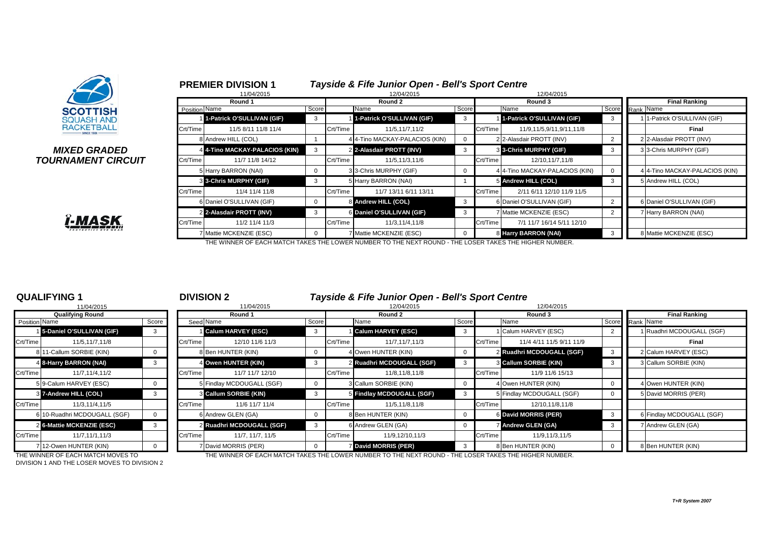**MIXED GRADED TOURNAMENT CIRCUIT**

## PREMIER DIVISION 1

### *Tayside & Fife Junior Open - Bell's Sport Centre*

| Round 1 (11/04/2015) | | Score | Round 2 (12/04/2015) | | Score | Round 3 (12/04/2015) | | Score | Final Ranking | |
|---|---|---|---|---|---|---|---|---|---|---|
| Position | Name | | | Name | | | Name | | Rank | Name |
| 1 | **1-Patrick O'SULLIVAN (GIF)** | 3 | 1 | **1-Patrick O'SULLIVAN (GIF)** | 3 | 1 | **1-Patrick O'SULLIVAN (GIF)** | 3 | 1 | 1-Patrick O'SULLIVAN (GIF) |
| Crt/Time | 11/5 8/11 11/8 11/4 | | Crt/Time | 11/5,11/7,11/2 | | Crt/Time | 11/9,11/5,9/11,9/11,11/8 | | | **Final** |
| 8 | Andrew HILL (COL) | 1 | 4 | 4-Tino MACKAY-PALACIOS (KIN) | 0 | 2 | 2-Alasdair PROTT (INV) | 2 | 2 | 2-Alasdair PROTT (INV) |
| 4 | **4-Tino MACKAY-PALACIOS (KIN)** | 3 | 2 | **2-Alasdair PROTT (INV)** | 3 | 3 | **3-Chris MURPHY (GIF)** | 3 | 3 | 3-Chris MURPHY (GIF) |
| Crt/Time | 11/7 11/8 14/12 | | Crt/Time | 11/5,11/3,11/6 | | Crt/Time | 12/10,11/7,11/8 | | | |
| 5 | Harry BARRON (NAI) | 0 | 3 | 3-Chris MURPHY (GIF) | 0 | 4 | 4-Tino MACKAY-PALACIOS (KIN) | 0 | 4 | 4-Tino MACKAY-PALACIOS (KIN) |
| 3 | **3-Chris MURPHY (GIF)** | 3 | 5 | Harry BARRON (NAI) | 1 | 5 | **Andrew HILL (COL)** | 3 | 5 | Andrew HILL (COL) |
| Crt/Time | 11/4 11/4 11/8 | | Crt/Time | 11/7 13/11 6/11 13/11 | | Crt/Time | 2/11 6/11 12/10 11/9 11/5 | | | |
| 6 | Daniel O'SULLIVAN (GIF) | 0 | 8 | **Andrew HILL (COL)** | 3 | 6 | Daniel O'SULLIVAN (GIF) | 2 | 6 | Daniel O'SULLIVAN (GIF) |
| 2 | **2-Alasdair PROTT (INV)** | 3 | 6 | **Daniel O'SULLIVAN (GIF)** | 3 | 7 | Mattie MCKENZIE (ESC) | 2 | 7 | Harry BARRON (NAI) |
| Crt/Time | 11/2 11/4 11/3 | | Crt/Time | 11/3,11/4,11/8 | | Crt/Time | 7/1 11/7 16/14 5/11 12/10 | | | |
| 7 | Mattie MCKENZIE (ESC) | 0 | 7 | Mattie MCKENZIE (ESC) | 0 | 8 | **Harry BARRON (NAI)** | 3 | 8 | Mattie MCKENZIE (ESC) |

THE WINNER OF EACH MATCH TAKES THE LOWER NUMBER TO THE NEXT ROUND - THE LOSER TAKES THE HIGHER NUMBER.

## QUALIFYING 1

11/04/2015

| Qualifying Round | | |
|---|---|---|
| Position | Name | Score |
| 1 | **5-Daniel O'SULLIVAN (GIF)** | 3 |
| Crt/Time | 11/5,11/7,11/8 | |
| 8 | 11-Callum SORBIE (KIN) | 0 |
| 4 | **8-Harry BARRON (NAI)** | 3 |
| Crt/Time | 11/7,11/4,11/2 | |
| 5 | 9-Calum HARVEY (ESC) | 0 |
| 3 | **7-Andrew HILL (COL)** | 3 |
| Crt/Time | 11/3,11/4,11/5 | |
| 6 | 10-Ruadhri MCDOUGALL (SGF) | 0 |
| 2 | **6-Mattie MCKENZIE (ESC)** | 3 |
| Crt/Time | 11/7,11/1,11/3 | |
| 7 | 12-Owen HUNTER (KIN) | 0 |

THE WINNER OF EACH MATCH MOVES TO DIVISION 1 AND THE LOSER MOVES TO DIVISION 2

## DIVISION 2

### *Tayside & Fife Junior Open - Bell's Sport Centre*

| Round 1 (11/04/2015) | | Score | Round 2 (12/04/2015) | | Score | Round 3 (12/04/2015) | | Score | Final Ranking | |
|---|---|---|---|---|---|---|---|---|---|---|
| Seed | Name | | | Name | | | Name | | Rank | Name |
| 1 | **Calum HARVEY (ESC)** | 3 | 1 | **Calum HARVEY (ESC)** | 3 | 1 | Calum HARVEY (ESC) | 2 | 1 | Ruadhri MCDOUGALL (SGF) |
| Crt/Time | 12/10 11/6 11/3 | | Crt/Time | 11/7,11/7,11/3 | | Crt/Time | 11/4 4/11 11/5 9/11 11/9 | | | **Final** |
| 8 | Ben HUNTER (KIN) | 0 | 4 | Owen HUNTER (KIN) | 0 | 2 | **Ruadhri MCDOUGALL (SGF)** | 3 | 2 | Calum HARVEY (ESC) |
| 4 | **Owen HUNTER (KIN)** | 3 | 2 | **Ruadhri MCDOUGALL (SGF)** | 3 | 3 | **Callum SORBIE (KIN)** | 3 | 3 | Callum SORBIE (KIN) |
| Crt/Time | 11/7 11/7 12/10 | | Crt/Time | 11/8,11/8,11/8 | | Crt/Time | 11/9 11/6 15/13 | | | |
| 5 | Findlay MCDOUGALL (SGF) | 0 | 3 | Callum SORBIE (KIN) | 0 | 4 | Owen HUNTER (KIN) | 0 | 4 | Owen HUNTER (KIN) |
| 3 | **Callum SORBIE (KIN)** | 3 | 5 | **Findlay MCDOUGALL (SGF)** | 3 | 5 | Findlay MCDOUGALL (SGF) | 0 | 5 | David MORRIS (PER) |
| Crt/Time | 11/6 11/7 11/4 | | Crt/Time | 11/5,11/8,11/8 | | Crt/Time | 12/10,11/8,11/8 | | | |
| 6 | Andrew GLEN (GA) | 0 | 8 | Ben HUNTER (KIN) | 0 | 6 | **David MORRIS (PER)** | 3 | 6 | Findlay MCDOUGALL (SGF) |
| 2 | **Ruadhri MCDOUGALL (SGF)** | 3 | 6 | Andrew GLEN (GA) | 0 | 7 | **Andrew GLEN (GA)** | 3 | 7 | Andrew GLEN (GA) |
| Crt/Time | 11/7, 11/7, 11/5 | | Crt/Time | 11/9,12/10,11/3 | | Crt/Time | 11/9,11/3,11/5 | | | |
| 7 | David MORRIS (PER) | 0 | 7 | **David MORRIS (PER)** | 3 | 8 | Ben HUNTER (KIN) | 0 | 8 | Ben HUNTER (KIN) |

THE WINNER OF EACH MATCH TAKES THE LOWER NUMBER TO THE NEXT ROUND - THE LOSER TAKES THE HIGHER NUMBER.

*T+R System 2007*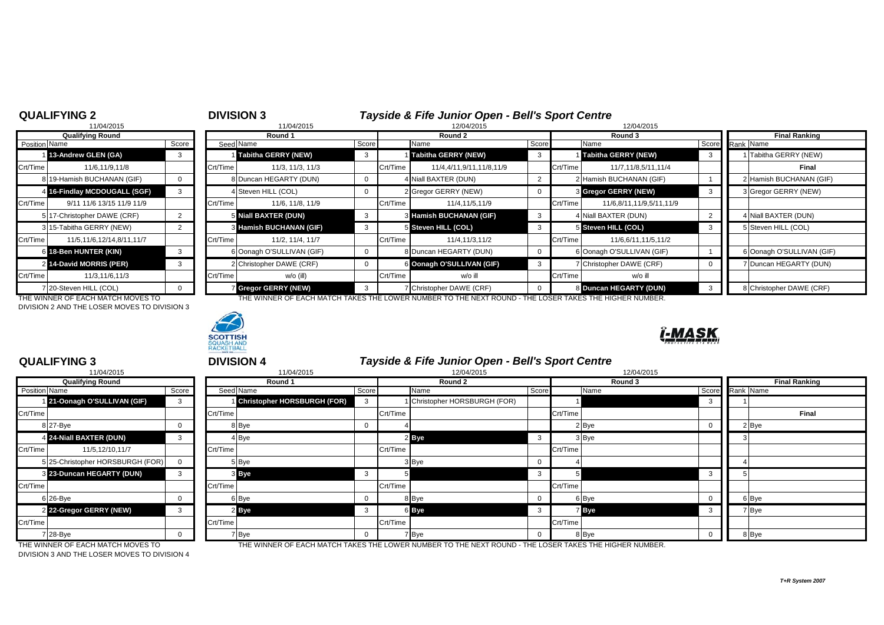## QUALIFYING 2

11/04/2015

| Qualifying Round | | |
|---|---|---|
| Position | Name | Score |
| 1 | **13-Andrew GLEN (GA)** | 3 |
| Crt/Time | 11/6,11/9,11/8 | |
| 8 | 19-Hamish BUCHANAN (GIF) | 0 |
| 4 | **16-Findlay MCDOUGALL (SGF)** | 3 |
| Crt/Time | 9/11 11/6 13/15 11/9 11/9 | |
| 5 | 17-Christopher DAWE (CRF) | 2 |
| 3 | 15-Tabitha GERRY (NEW) | 2 |
| Crt/Time | 11/5,11/6,12/14,8/11,11/7 | |
| 6 | **18-Ben HUNTER (KIN)** | 3 |
| 2 | **14-David MORRIS (PER)** | 3 |
| Crt/Time | 11/3,11/6,11/3 | |
| 7 | 20-Steven HILL (COL) | 0 |

THE WINNER OF EACH MATCH MOVES TO DIVISION 2 AND THE LOSER MOVES TO DIVISION 3

## DIVISION 3

### Tayside & Fife Junior Open - Bell's Sport Centre

| Round 1 (11/04/2015) | | | Round 2 (12/04/2015) | | | Round 3 (12/04/2015) | | | Final Ranking | |
|---|---|---|---|---|---|---|---|---|---|---|
| Seed | Name | Score | | Name | Score | | Name | Score | Rank | Name |
| 1 | **Tabitha GERRY (NEW)** | 3 | 1 | **Tabitha GERRY (NEW)** | 3 | 1 | **Tabitha GERRY (NEW)** | 3 | 1 | Tabitha GERRY (NEW) |
| Crt/Time | 11/3, 11/3, 11/3 | | Crt/Time | 11/4,4/11,9/11,11/8,11/9 | | Crt/Time | 11/7,11/8,5/11,11/4 | | | **Final** |
| 8 | Duncan HEGARTY (DUN) | 0 | 4 | Niall BAXTER (DUN) | 2 | 2 | Hamish BUCHANAN (GIF) | 1 | 2 | Hamish BUCHANAN (GIF) |
| 4 | Steven HILL (COL) | 0 | 2 | Gregor GERRY (NEW) | 0 | 3 | **Gregor GERRY (NEW)** | 3 | 3 | Gregor GERRY (NEW) |
| Crt/Time | 11/6, 11/8, 11/9 | | Crt/Time | 11/4,11/5,11/9 | | Crt/Time | 11/6,8/11,11/9,5/11,11/9 | | | |
| 5 | **Niall BAXTER (DUN)** | 3 | 3 | **Hamish BUCHANAN (GIF)** | 3 | 4 | Niall BAXTER (DUN) | 2 | 4 | Niall BAXTER (DUN) |
| 3 | **Hamish BUCHANAN (GIF)** | 3 | 5 | **Steven HILL (COL)** | 3 | 5 | **Steven HILL (COL)** | 3 | 5 | Steven HILL (COL) |
| Crt/Time | 11/2, 11/4, 11/7 | | Crt/Time | 11/4,11/3,11/2 | | Crt/Time | 11/6,6/11,11/5,11/2 | | | |
| 6 | Oonagh O'SULLIVAN (GIF) | 0 | 8 | Duncan HEGARTY (DUN) | 0 | 6 | Oonagh O'SULLIVAN (GIF) | 1 | 6 | Oonagh O'SULLIVAN (GIF) |
| 2 | Christopher DAWE (CRF) | 0 | 6 | **Oonagh O'SULLIVAN (GIF)** | 3 | 7 | Christopher DAWE (CRF) | 0 | 7 | Duncan HEGARTY (DUN) |
| Crt/Time | w/o (ill) | | Crt/Time | w/o ill | | Crt/Time | w/o ill | | | |
| 7 | **Gregor GERRY (NEW)** | 3 | 7 | Christopher DAWE (CRF) | 0 | 8 | **Duncan HEGARTY (DUN)** | 3 | 8 | Christopher DAWE (CRF) |

THE WINNER OF EACH MATCH TAKES THE LOWER NUMBER TO THE NEXT ROUND - THE LOSER TAKES THE HIGHER NUMBER.

## QUALIFYING 3

11/04/2015

| Qualifying Round | | |
|---|---|---|
| Position | Name | Score |
| 1 | **21-Oonagh O'SULLIVAN (GIF)** | 3 |
| Crt/Time | | |
| 8 | 27-Bye | 0 |
| 4 | **24-Niall BAXTER (DUN)** | 3 |
| Crt/Time | 11/5,12/10,11/7 | |
| 5 | 25-Christopher HORSBURGH (FOR) | 0 |
| 3 | **23-Duncan HEGARTY (DUN)** | 3 |
| Crt/Time | | |
| 6 | 26-Bye | 0 |
| 2 | **22-Gregor GERRY (NEW)** | 3 |
| Crt/Time | | |
| 7 | 28-Bye | 0 |

THE WINNER OF EACH MATCH MOVES TO DIVISION 3 AND THE LOSER MOVES TO DIVISION 4

## DIVISION 4

### Tayside & Fife Junior Open - Bell's Sport Centre

| Round 1 (11/04/2015) | | | Round 2 (12/04/2015) | | | Round 3 (12/04/2015) | | | Final Ranking | |
|---|---|---|---|---|---|---|---|---|---|---|
| Seed | Name | Score | | Name | Score | | Name | Score | Rank | Name |
| 1 | **Christopher HORSBURGH (FOR)** | 3 | 1 | Christopher HORSBURGH (FOR) | | 1 | | 3 | 1 | |
| Crt/Time | | | Crt/Time | | | Crt/Time | | | | **Final** |
| 8 | Bye | 0 | 4 | | | 2 | Bye | 0 | 2 | Bye |
| 4 | Bye | | 2 | **Bye** | 3 | 3 | Bye | | 3 | |
| Crt/Time | | | Crt/Time | | | Crt/Time | | | | |
| 5 | Bye | | 3 | Bye | 0 | 4 | | | 4 | |
| 3 | **Bye** | 3 | 5 | | 3 | 5 | | 3 | 5 | |
| Crt/Time | | | Crt/Time | | | Crt/Time | | | | |
| 6 | Bye | 0 | 8 | Bye | 0 | 6 | Bye | 0 | 6 | Bye |
| 2 | **Bye** | 3 | 6 | **Bye** | 3 | 7 | **Bye** | 3 | 7 | Bye |
| Crt/Time | | | Crt/Time | | | Crt/Time | | | | |
| 7 | Bye | 0 | 7 | Bye | 0 | 8 | Bye | 0 | 8 | Bye |

THE WINNER OF EACH MATCH TAKES THE LOWER NUMBER TO THE NEXT ROUND - THE LOSER TAKES THE HIGHER NUMBER.

*T+R System 2007*